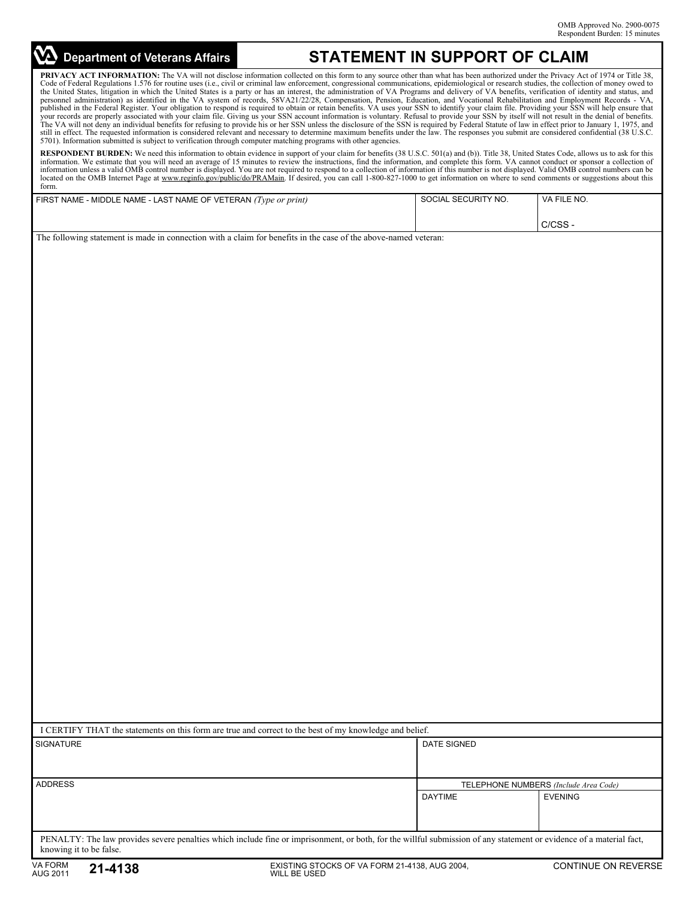OMB Approved No. 2900-0075
Respondent Burden: 15 minutes

**Department of Veterans Affairs**

# STATEMENT IN SUPPORT OF CLAIM

**PRIVACY ACT INFORMATION:** The VA will not disclose information collected on this form to any source other than what has been authorized under the Privacy Act of 1974 or Title 38, Code of Federal Regulations 1.576 for routine uses (i.e., civil or criminal law enforcement, congressional communications, epidemiological or research studies, the collection of money owed to the United States, litigation in which the United States is a party or has an interest, the administration of VA Programs and delivery of VA benefits, verification of identity and status, and personnel administration) as identified in the VA system of records, 58VA21/22/28, Compensation, Pension, Education, and Vocational Rehabilitation and Employment Records - VA, published in the Federal Register. Your obligation to respond is required to obtain or retain benefits. VA uses your SSN to identify your claim file. Providing your SSN will help ensure that your records are properly associated with your claim file. Giving us your SSN account information is voluntary. Refusal to provide your SSN by itself will not result in the denial of benefits. The VA will not deny an individual benefits for refusing to provide his or her SSN unless the disclosure of the SSN is required by Federal Statute of law in effect prior to January 1, 1975, and still in effect. The requested information is considered relevant and necessary to determine maximum benefits under the law. The responses you submit are considered confidential (38 U.S.C. 5701). Information submitted is subject to verification through computer matching programs with other agencies.

**RESPONDENT BURDEN:** We need this information to obtain evidence in support of your claim for benefits (38 U.S.C. 501(a) and (b)). Title 38, United States Code, allows us to ask for this information. We estimate that you will need an average of 15 minutes to review the instructions, find the information, and complete this form. VA cannot conduct or sponsor a collection of information unless a valid OMB control number is displayed. You are not required to respond to a collection of information if this number is not displayed. Valid OMB control numbers can be located on the OMB Internet Page at www.reginfo.gov/public/do/PRAMain. If desired, you can call 1-800-827-1000 to get information on where to send comments or suggestions about this form.

| FIRST NAME - MIDDLE NAME - LAST NAME OF VETERAN *(Type or print)* | SOCIAL SECURITY NO. | VA FILE NO. |
|---|---|---|
| | | C/CSS - |

The following statement is made in connection with a claim for benefits in the case of the above-named veteran:

I CERTIFY THAT the statements on this form are true and correct to the best of my knowledge and belief.

| SIGNATURE | DATE SIGNED | |
|---|---|---|
| | | |
| ADDRESS | TELEPHONE NUMBERS *(Include Area Code)* | |
| | DAYTIME | EVENING |

PENALTY: The law provides severe penalties which include fine or imprisonment, or both, for the willful submission of any statement or evidence of a material fact, knowing it to be false.

VA FORM AUG 2011 **21-4138** EXISTING STOCKS OF VA FORM 21-4138, AUG 2004, WILL BE USED CONTINUE ON REVERSE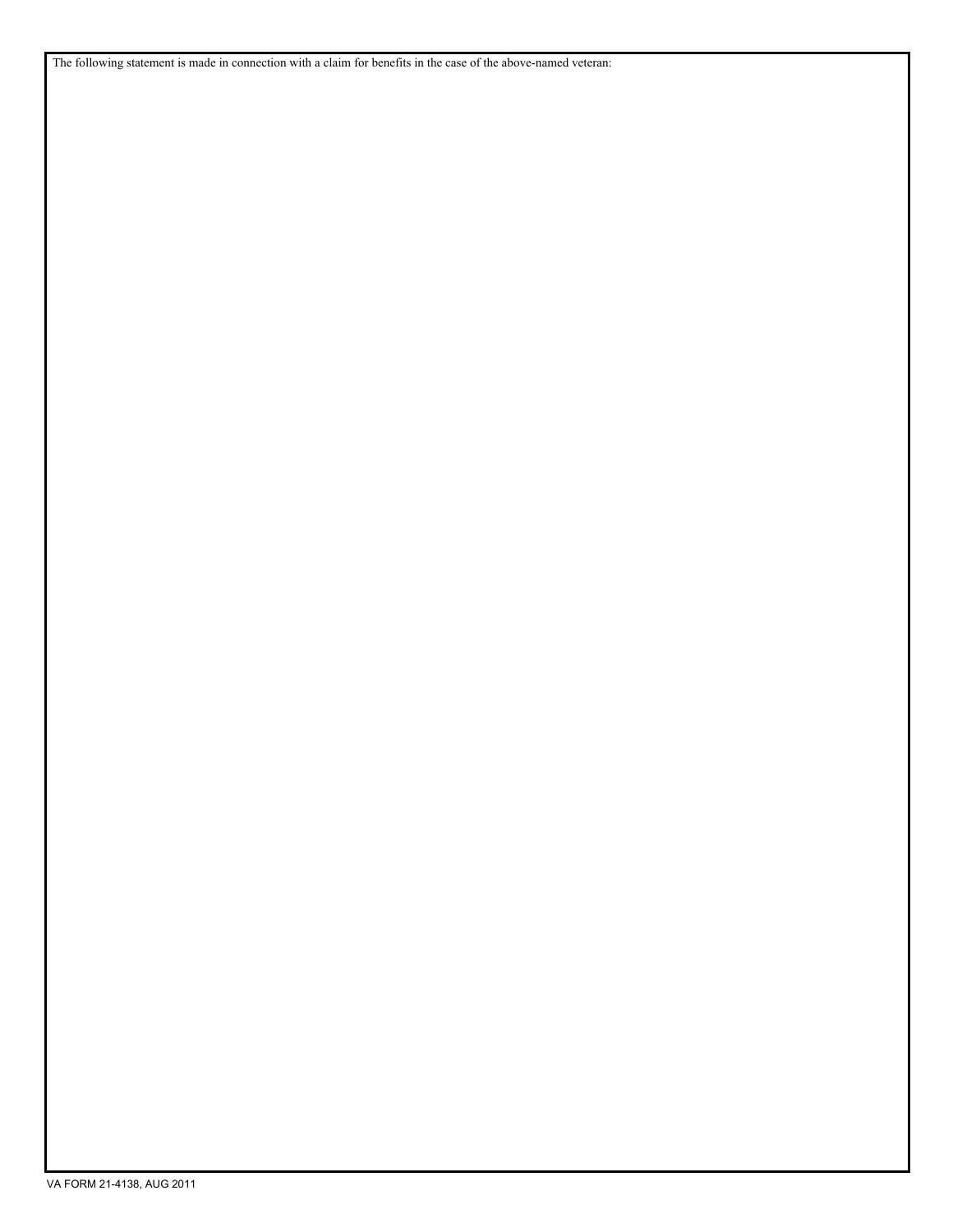The following statement is made in connection with a claim for benefits in the case of the above-named veteran:

VA FORM 21-4138, AUG 2011